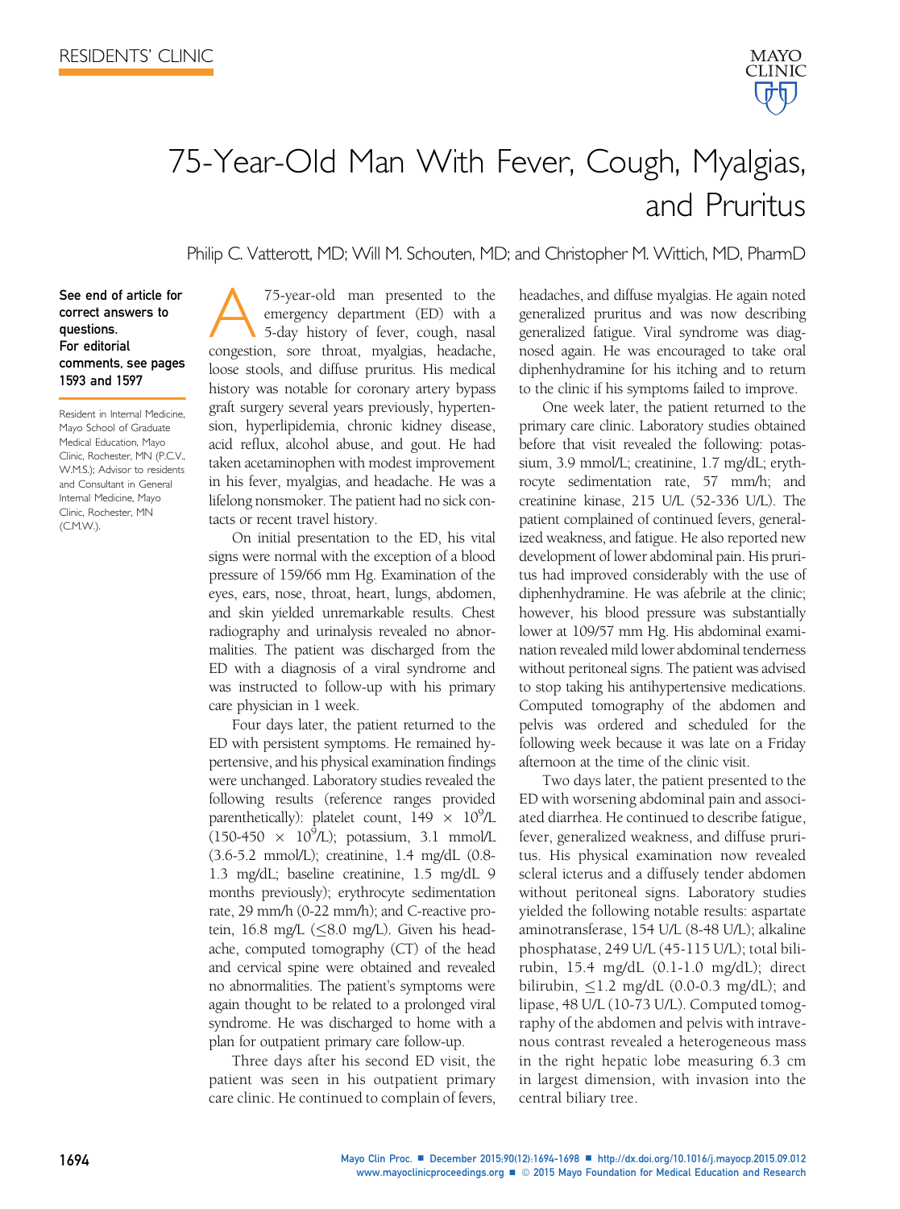RESIDENTS' CLINIC

# 75-Year-Old Man With Fever, Cough, Myalgias, and Pruritus

Philip C. Vatterott, MD; Will M. Schouten, MD; and Christopher M. Wittich, MD, PharmD

**See end of article for correct answers to questions.**
**For editorial comments, see pages 1593 and 1597**

Resident in Internal Medicine, Mayo School of Graduate Medical Education, Mayo Clinic, Rochester, MN (P.C.V., W.M.S.); Advisor to residents and Consultant in General Internal Medicine, Mayo Clinic, Rochester, MN (C.M.W.).

A 75-year-old man presented to the emergency department (ED) with a 5-day history of fever, cough, nasal congestion, sore throat, myalgias, headache, loose stools, and diffuse pruritus. His medical history was notable for coronary artery bypass graft surgery several years previously, hypertension, hyperlipidemia, chronic kidney disease, acid reflux, alcohol abuse, and gout. He had taken acetaminophen with modest improvement in his fever, myalgias, and headache. He was a lifelong nonsmoker. The patient had no sick contacts or recent travel history.

On initial presentation to the ED, his vital signs were normal with the exception of a blood pressure of 159/66 mm Hg. Examination of the eyes, ears, nose, throat, heart, lungs, abdomen, and skin yielded unremarkable results. Chest radiography and urinalysis revealed no abnormalities. The patient was discharged from the ED with a diagnosis of a viral syndrome and was instructed to follow-up with his primary care physician in 1 week.

Four days later, the patient returned to the ED with persistent symptoms. He remained hypertensive, and his physical examination findings were unchanged. Laboratory studies revealed the following results (reference ranges provided parenthetically): platelet count, $149 \times 10^9$/L ($150\text{-}450 \times 10^9$/L); potassium, 3.1 mmol/L (3.6-5.2 mmol/L); creatinine, 1.4 mg/dL (0.8-1.3 mg/dL; baseline creatinine, 1.5 mg/dL 9 months previously); erythrocyte sedimentation rate, 29 mm/h (0-22 mm/h); and C-reactive protein, 16.8 mg/L ($\leq$8.0 mg/L). Given his headache, computed tomography (CT) of the head and cervical spine were obtained and revealed no abnormalities. The patient's symptoms were again thought to be related to a prolonged viral syndrome. He was discharged to home with a plan for outpatient primary care follow-up.

Three days after his second ED visit, the patient was seen in his outpatient primary care clinic. He continued to complain of fevers, headaches, and diffuse myalgias. He again noted generalized pruritus and was now describing generalized fatigue. Viral syndrome was diagnosed again. He was encouraged to take oral diphenhydramine for his itching and to return to the clinic if his symptoms failed to improve.

One week later, the patient returned to the primary care clinic. Laboratory studies obtained before that visit revealed the following: potassium, 3.9 mmol/L; creatinine, 1.7 mg/dL; erythrocyte sedimentation rate, 57 mm/h; and creatinine kinase, 215 U/L (52-336 U/L). The patient complained of continued fevers, generalized weakness, and fatigue. He also reported new development of lower abdominal pain. His pruritus had improved considerably with the use of diphenhydramine. He was afebrile at the clinic; however, his blood pressure was substantially lower at 109/57 mm Hg. His abdominal examination revealed mild lower abdominal tenderness without peritoneal signs. The patient was advised to stop taking his antihypertensive medications. Computed tomography of the abdomen and pelvis was ordered and scheduled for the following week because it was late on a Friday afternoon at the time of the clinic visit.

Two days later, the patient presented to the ED with worsening abdominal pain and associated diarrhea. He continued to describe fatigue, fever, generalized weakness, and diffuse pruritus. His physical examination now revealed scleral icterus and a diffusely tender abdomen without peritoneal signs. Laboratory studies yielded the following notable results: aspartate aminotransferase, 154 U/L (8-48 U/L); alkaline phosphatase, 249 U/L (45-115 U/L); total bilirubin, 15.4 mg/dL (0.1-1.0 mg/dL); direct bilirubin, $\leq$1.2 mg/dL (0.0-0.3 mg/dL); and lipase, 48 U/L (10-73 U/L). Computed tomography of the abdomen and pelvis with intravenous contrast revealed a heterogeneous mass in the right hepatic lobe measuring 6.3 cm in largest dimension, with invasion into the central biliary tree.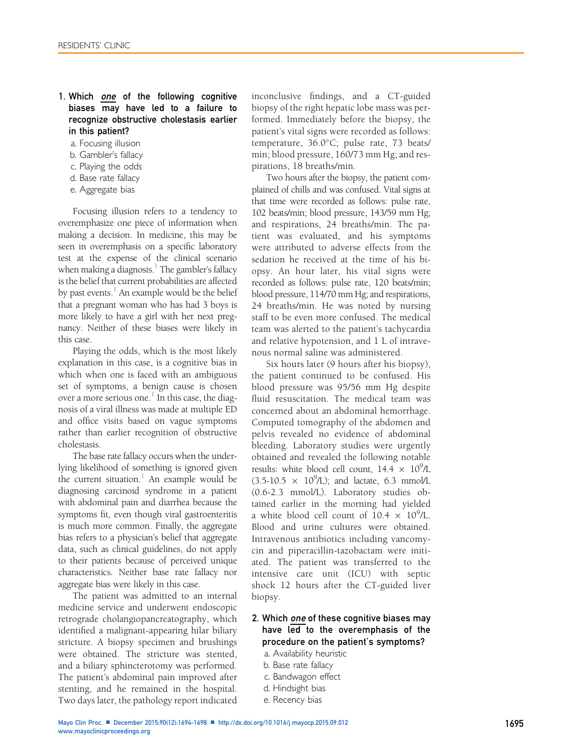1. **Which *one* of the following cognitive biases may have led to a failure to recognize obstructive cholestasis earlier in this patient?**
   a. Focusing illusion
   b. Gambler's fallacy
   c. Playing the odds
   d. Base rate fallacy
   e. Aggregate bias

Focusing illusion refers to a tendency to overemphasize one piece of information when making a decision. In medicine, this may be seen in overemphasis on a specific laboratory test at the expense of the clinical scenario when making a diagnosis.[1] The gambler's fallacy is the belief that current probabilities are affected by past events.[1] An example would be the belief that a pregnant woman who has had 3 boys is more likely to have a girl with her next pregnancy. Neither of these biases were likely in this case.

Playing the odds, which is the most likely explanation in this case, is a cognitive bias in which when one is faced with an ambiguous set of symptoms, a benign cause is chosen over a more serious one.[1] In this case, the diagnosis of a viral illness was made at multiple ED and office visits based on vague symptoms rather than earlier recognition of obstructive cholestasis.

The base rate fallacy occurs when the underlying likelihood of something is ignored given the current situation.[1] An example would be diagnosing carcinoid syndrome in a patient with abdominal pain and diarrhea because the symptoms fit, even though viral gastroenteritis is much more common. Finally, the aggregate bias refers to a physician's belief that aggregate data, such as clinical guidelines, do not apply to their patients because of perceived unique characteristics. Neither base rate fallacy nor aggregate bias were likely in this case.

The patient was admitted to an internal medicine service and underwent endoscopic retrograde cholangiopancreatography, which identified a malignant-appearing hilar biliary stricture. A biopsy specimen and brushings were obtained. The stricture was stented, and a biliary sphincterotomy was performed. The patient's abdominal pain improved after stenting, and he remained in the hospital. Two days later, the pathology report indicated inconclusive findings, and a CT-guided biopsy of the right hepatic lobe mass was performed. Immediately before the biopsy, the patient's vital signs were recorded as follows: temperature, 36.0°C; pulse rate, 73 beats/min; blood pressure, 160/73 mm Hg; and respirations, 18 breaths/min.

Two hours after the biopsy, the patient complained of chills and was confused. Vital signs at that time were recorded as follows: pulse rate, 102 beats/min; blood pressure, 143/59 mm Hg; and respirations, 24 breaths/min. The patient was evaluated, and his symptoms were attributed to adverse effects from the sedation he received at the time of his biopsy. An hour later, his vital signs were recorded as follows: pulse rate, 120 beats/min; blood pressure, 114/70 mm Hg; and respirations, 24 breaths/min. He was noted by nursing staff to be even more confused. The medical team was alerted to the patient's tachycardia and relative hypotension, and 1 L of intravenous normal saline was administered.

Six hours later (9 hours after his biopsy), the patient continued to be confused. His blood pressure was 95/56 mm Hg despite fluid resuscitation. The medical team was concerned about an abdominal hemorrhage. Computed tomography of the abdomen and pelvis revealed no evidence of abdominal bleeding. Laboratory studies were urgently obtained and revealed the following notable results: white blood cell count, $14.4 \times 10^9$/L ($3.5\text{-}10.5 \times 10^9$/L); and lactate, 6.3 mmol/L (0.6-2.3 mmol/L). Laboratory studies obtained earlier in the morning had yielded a white blood cell count of $10.4 \times 10^9$/L. Blood and urine cultures were obtained. Intravenous antibiotics including vancomycin and piperacillin-tazobactam were initiated. The patient was transferred to the intensive care unit (ICU) with septic shock 12 hours after the CT-guided liver biopsy.

2. **Which *one* of these cognitive biases may have led to the overemphasis of the procedure on the patient's symptoms?**
   a. Availability heuristic
   b. Base rate fallacy
   c. Bandwagon effect
   d. Hindsight bias
   e. Recency bias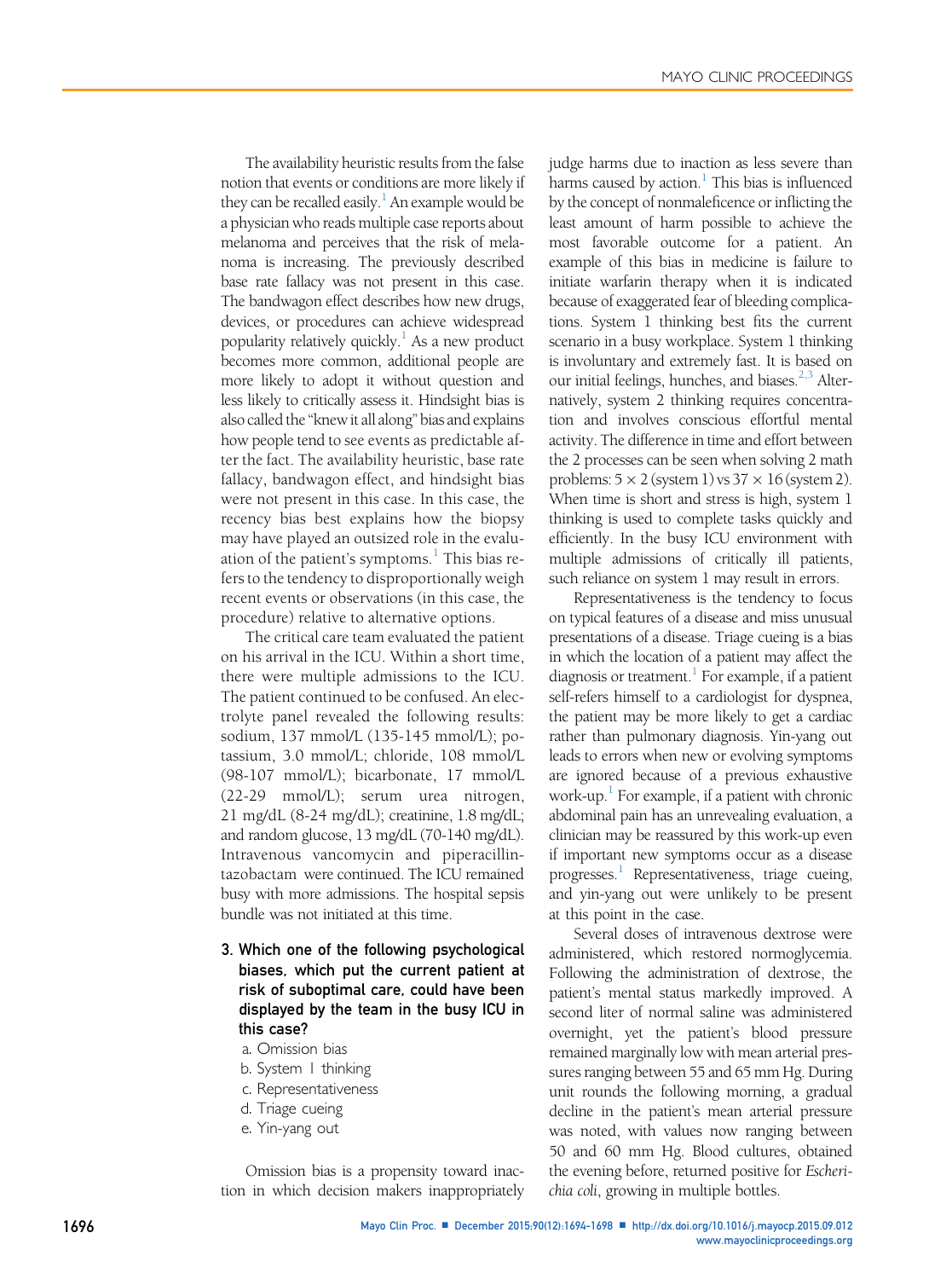The availability heuristic results from the false notion that events or conditions are more likely if they can be recalled easily.[1] An example would be a physician who reads multiple case reports about melanoma and perceives that the risk of melanoma is increasing. The previously described base rate fallacy was not present in this case. The bandwagon effect describes how new drugs, devices, or procedures can achieve widespread popularity relatively quickly.[1] As a new product becomes more common, additional people are more likely to adopt it without question and less likely to critically assess it. Hindsight bias is also called the "knew it all along" bias and explains how people tend to see events as predictable after the fact. The availability heuristic, base rate fallacy, bandwagon effect, and hindsight bias were not present in this case. In this case, the recency bias best explains how the biopsy may have played an outsized role in the evaluation of the patient's symptoms.[1] This bias refers to the tendency to disproportionally weigh recent events or observations (in this case, the procedure) relative to alternative options.

The critical care team evaluated the patient on his arrival in the ICU. Within a short time, there were multiple admissions to the ICU. The patient continued to be confused. An electrolyte panel revealed the following results: sodium, 137 mmol/L (135-145 mmol/L); potassium, 3.0 mmol/L; chloride, 108 mmol/L (98-107 mmol/L); bicarbonate, 17 mmol/L (22-29 mmol/L); serum urea nitrogen, 21 mg/dL (8-24 mg/dL); creatinine, 1.8 mg/dL; and random glucose, 13 mg/dL (70-140 mg/dL). Intravenous vancomycin and piperacillin-tazobactam were continued. The ICU remained busy with more admissions. The hospital sepsis bundle was not initiated at this time.

**3. Which one of the following psychological biases, which put the current patient at risk of suboptimal care, could have been displayed by the team in the busy ICU in this case?**

a. Omission bias
b. System 1 thinking
c. Representativeness
d. Triage cueing
e. Yin-yang out

Omission bias is a propensity toward inaction in which decision makers inappropriately judge harms due to inaction as less severe than harms caused by action.[1] This bias is influenced by the concept of nonmaleficence or inflicting the least amount of harm possible to achieve the most favorable outcome for a patient. An example of this bias in medicine is failure to initiate warfarin therapy when it is indicated because of exaggerated fear of bleeding complications. System 1 thinking best fits the current scenario in a busy workplace. System 1 thinking is involuntary and extremely fast. It is based on our initial feelings, hunches, and biases.[2,3] Alternatively, system 2 thinking requires concentration and involves conscious effortful mental activity. The difference in time and effort between the 2 processes can be seen when solving 2 math problems: $5 \times 2$ (system 1) vs $37 \times 16$ (system 2). When time is short and stress is high, system 1 thinking is used to complete tasks quickly and efficiently. In the busy ICU environment with multiple admissions of critically ill patients, such reliance on system 1 may result in errors.

Representativeness is the tendency to focus on typical features of a disease and miss unusual presentations of a disease. Triage cueing is a bias in which the location of a patient may affect the diagnosis or treatment.[1] For example, if a patient self-refers himself to a cardiologist for dyspnea, the patient may be more likely to get a cardiac rather than pulmonary diagnosis. Yin-yang out leads to errors when new or evolving symptoms are ignored because of a previous exhaustive work-up.[1] For example, if a patient with chronic abdominal pain has an unrevealing evaluation, a clinician may be reassured by this work-up even if important new symptoms occur as a disease progresses.[1] Representativeness, triage cueing, and yin-yang out were unlikely to be present at this point in the case.

Several doses of intravenous dextrose were administered, which restored normoglycemia. Following the administration of dextrose, the patient's mental status markedly improved. A second liter of normal saline was administered overnight, yet the patient's blood pressure remained marginally low with mean arterial pressures ranging between 55 and 65 mm Hg. During unit rounds the following morning, a gradual decline in the patient's mean arterial pressure was noted, with values now ranging between 50 and 60 mm Hg. Blood cultures, obtained the evening before, returned positive for *Escherichia coli*, growing in multiple bottles.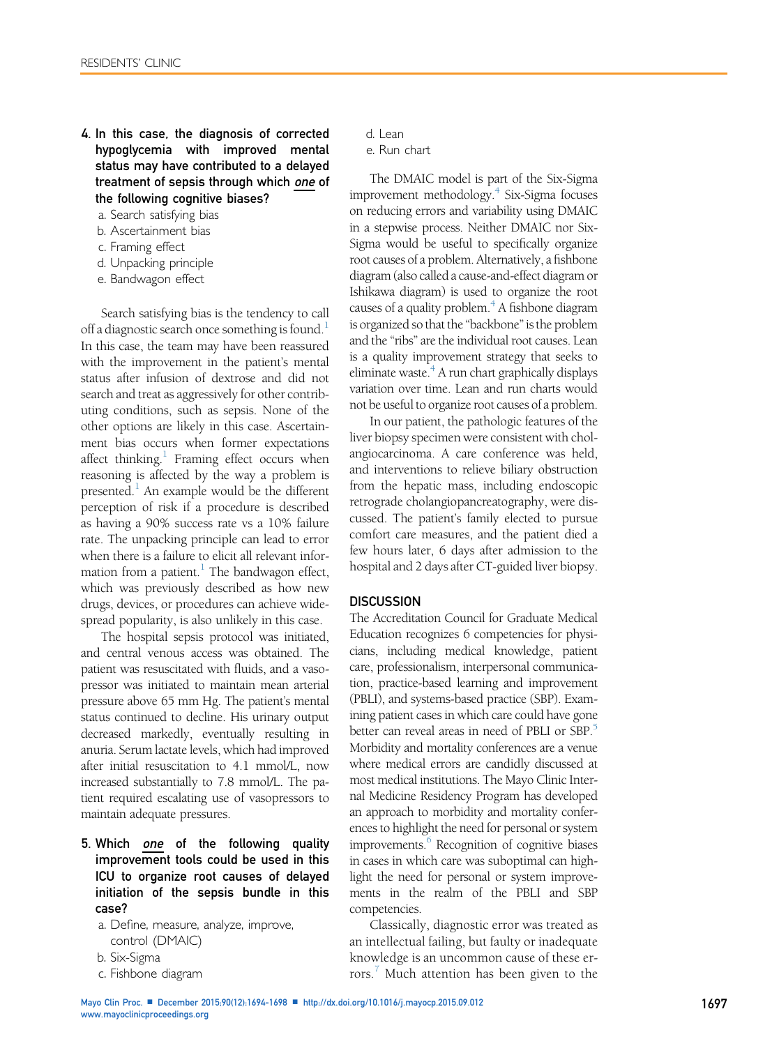4. **In this case, the diagnosis of corrected hypoglycemia with improved mental status may have contributed to a delayed treatment of sepsis through which *one* of the following cognitive biases?**
   a. Search satisfying bias
   b. Ascertainment bias
   c. Framing effect
   d. Unpacking principle
   e. Bandwagon effect

Search satisfying bias is the tendency to call off a diagnostic search once something is found.[1] In this case, the team may have been reassured with the improvement in the patient's mental status after infusion of dextrose and did not search and treat as aggressively for other contributing conditions, such as sepsis. None of the other options are likely in this case. Ascertainment bias occurs when former expectations affect thinking.[1] Framing effect occurs when reasoning is affected by the way a problem is presented.[1] An example would be the different perception of risk if a procedure is described as having a 90% success rate vs a 10% failure rate. The unpacking principle can lead to error when there is a failure to elicit all relevant information from a patient.[1] The bandwagon effect, which was previously described as how new drugs, devices, or procedures can achieve widespread popularity, is also unlikely in this case.

The hospital sepsis protocol was initiated, and central venous access was obtained. The patient was resuscitated with fluids, and a vasopressor was initiated to maintain mean arterial pressure above 65 mm Hg. The patient's mental status continued to decline. His urinary output decreased markedly, eventually resulting in anuria. Serum lactate levels, which had improved after initial resuscitation to 4.1 mmol/L, now increased substantially to 7.8 mmol/L. The patient required escalating use of vasopressors to maintain adequate pressures.

5. **Which *one* of the following quality improvement tools could be used in this ICU to organize root causes of delayed initiation of the sepsis bundle in this case?**
   a. Define, measure, analyze, improve, control (DMAIC)
   b. Six-Sigma
   c. Fishbone diagram
   d. Lean
   e. Run chart

The DMAIC model is part of the Six-Sigma improvement methodology.[4] Six-Sigma focuses on reducing errors and variability using DMAIC in a stepwise process. Neither DMAIC nor Six-Sigma would be useful to specifically organize root causes of a problem. Alternatively, a fishbone diagram (also called a cause-and-effect diagram or Ishikawa diagram) is used to organize the root causes of a quality problem.[4] A fishbone diagram is organized so that the "backbone" is the problem and the "ribs" are the individual root causes. Lean is a quality improvement strategy that seeks to eliminate waste.[4] A run chart graphically displays variation over time. Lean and run charts would not be useful to organize root causes of a problem.

In our patient, the pathologic features of the liver biopsy specimen were consistent with cholangiocarcinoma. A care conference was held, and interventions to relieve biliary obstruction from the hepatic mass, including endoscopic retrograde cholangiopancreatography, were discussed. The patient's family elected to pursue comfort care measures, and the patient died a few hours later, 6 days after admission to the hospital and 2 days after CT-guided liver biopsy.

## DISCUSSION

The Accreditation Council for Graduate Medical Education recognizes 6 competencies for physicians, including medical knowledge, patient care, professionalism, interpersonal communication, practice-based learning and improvement (PBLI), and systems-based practice (SBP). Examining patient cases in which care could have gone better can reveal areas in need of PBLI or SBP.[5] Morbidity and mortality conferences are a venue where medical errors are candidly discussed at most medical institutions. The Mayo Clinic Internal Medicine Residency Program has developed an approach to morbidity and mortality conferences to highlight the need for personal or system improvements.[6] Recognition of cognitive biases in cases in which care was suboptimal can highlight the need for personal or system improvements in the realm of the PBLI and SBP competencies.

Classically, diagnostic error was treated as an intellectual failing, but faulty or inadequate knowledge is an uncommon cause of these errors.[7] Much attention has been given to the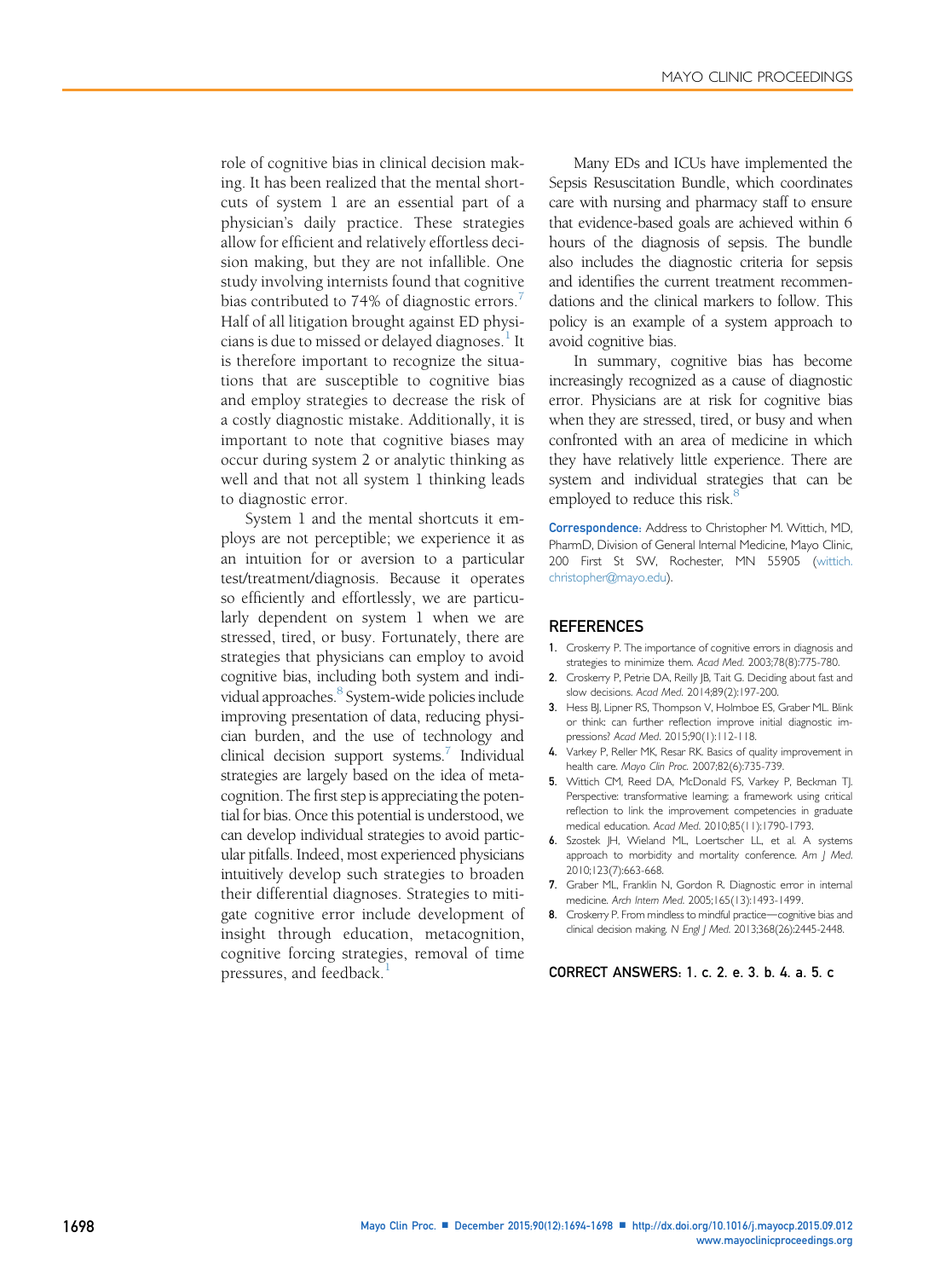role of cognitive bias in clinical decision making. It has been realized that the mental shortcuts of system 1 are an essential part of a physician's daily practice. These strategies allow for efficient and relatively effortless decision making, but they are not infallible. One study involving internists found that cognitive bias contributed to 74% of diagnostic errors.[7] Half of all litigation brought against ED physicians is due to missed or delayed diagnoses.[1] It is therefore important to recognize the situations that are susceptible to cognitive bias and employ strategies to decrease the risk of a costly diagnostic mistake. Additionally, it is important to note that cognitive biases may occur during system 2 or analytic thinking as well and that not all system 1 thinking leads to diagnostic error.

System 1 and the mental shortcuts it employs are not perceptible; we experience it as an intuition for or aversion to a particular test/treatment/diagnosis. Because it operates so efficiently and effortlessly, we are particularly dependent on system 1 when we are stressed, tired, or busy. Fortunately, there are strategies that physicians can employ to avoid cognitive bias, including both system and individual approaches.[8] System-wide policies include improving presentation of data, reducing physician burden, and the use of technology and clinical decision support systems.[7] Individual strategies are largely based on the idea of metacognition. The first step is appreciating the potential for bias. Once this potential is understood, we can develop individual strategies to avoid particular pitfalls. Indeed, most experienced physicians intuitively develop such strategies to broaden their differential diagnoses. Strategies to mitigate cognitive error include development of insight through education, metacognition, cognitive forcing strategies, removal of time pressures, and feedback.[1]

Many EDs and ICUs have implemented the Sepsis Resuscitation Bundle, which coordinates care with nursing and pharmacy staff to ensure that evidence-based goals are achieved within 6 hours of the diagnosis of sepsis. The bundle also includes the diagnostic criteria for sepsis and identifies the current treatment recommendations and the clinical markers to follow. This policy is an example of a system approach to avoid cognitive bias.

In summary, cognitive bias has become increasingly recognized as a cause of diagnostic error. Physicians are at risk for cognitive bias when they are stressed, tired, or busy and when confronted with an area of medicine in which they have relatively little experience. There are system and individual strategies that can be employed to reduce this risk.[8]

**Correspondence:** Address to Christopher M. Wittich, MD, PharmD, Division of General Internal Medicine, Mayo Clinic, 200 First St SW, Rochester, MN 55905 (wittich.christopher@mayo.edu).

## REFERENCES

1. Croskerry P. The importance of cognitive errors in diagnosis and strategies to minimize them. *Acad Med.* 2003;78(8):775-780.
2. Croskerry P, Petrie DA, Reilly JB, Tait G. Deciding about fast and slow decisions. *Acad Med.* 2014;89(2):197-200.
3. Hess BJ, Lipner RS, Thompson V, Holmboe ES, Graber ML. Blink or think: can further reflection improve initial diagnostic impressions? *Acad Med.* 2015;90(1):112-118.
4. Varkey P, Reller MK, Resar RK. Basics of quality improvement in health care. *Mayo Clin Proc.* 2007;82(6):735-739.
5. Wittich CM, Reed DA, McDonald FS, Varkey P, Beckman TJ. Perspective: transformative learning: a framework using critical reflection to link the improvement competencies in graduate medical education. *Acad Med.* 2010;85(11):1790-1793.
6. Szostek JH, Wieland ML, Loertscher LL, et al. A systems approach to morbidity and mortality conference. *Am J Med.* 2010;123(7):663-668.
7. Graber ML, Franklin N, Gordon R. Diagnostic error in internal medicine. *Arch Intern Med.* 2005;165(13):1493-1499.
8. Croskerry P. From mindless to mindful practice—cognitive bias and clinical decision making. *N Engl J Med.* 2013;368(26):2445-2448.

**CORRECT ANSWERS: 1. c. 2. e. 3. b. 4. a. 5. c**